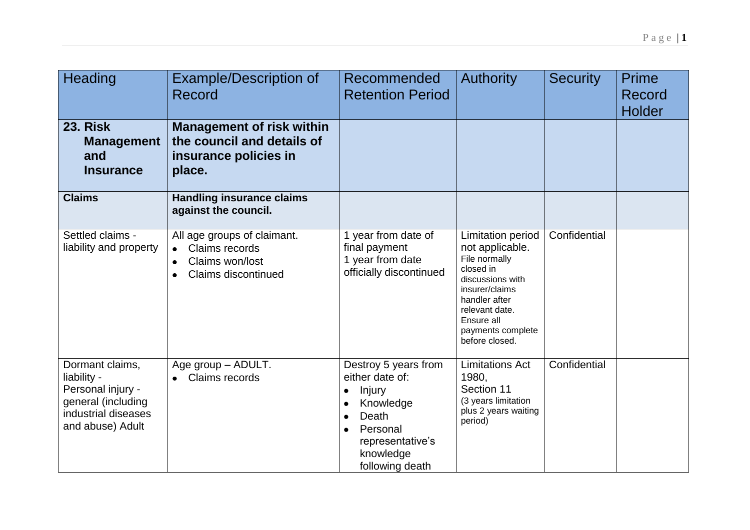| Heading | Example/Description of Record | Recommended Retention Period | Authority | Security | Prime Record Holder |
|---|---|---|---|---|---|
| **23. Risk Management and Insurance** | **Management of risk within the council and details of insurance policies in place.** | | | | |
| **Claims** | **Handling insurance claims against the council.** | | | | |
| Settled claims - liability and property | All age groups of claimant.<br>• Claims records<br>• Claims won/lost<br>• Claims discontinued | 1 year from date of final payment<br>1 year from date officially discontinued | Limitation period not applicable.<br>File normally closed in discussions with insurer/claims handler after relevant date. Ensure all payments complete before closed. | Confidential | |
| Dormant claims, liability - Personal injury - general (including industrial diseases and abuse) Adult | Age group – ADULT.<br>• Claims records | Destroy 5 years from either date of:<br>• Injury<br>• Knowledge<br>• Death<br>• Personal representative's knowledge following death | Limitations Act 1980, Section 11<br>(3 years limitation plus 2 years waiting period) | Confidential | |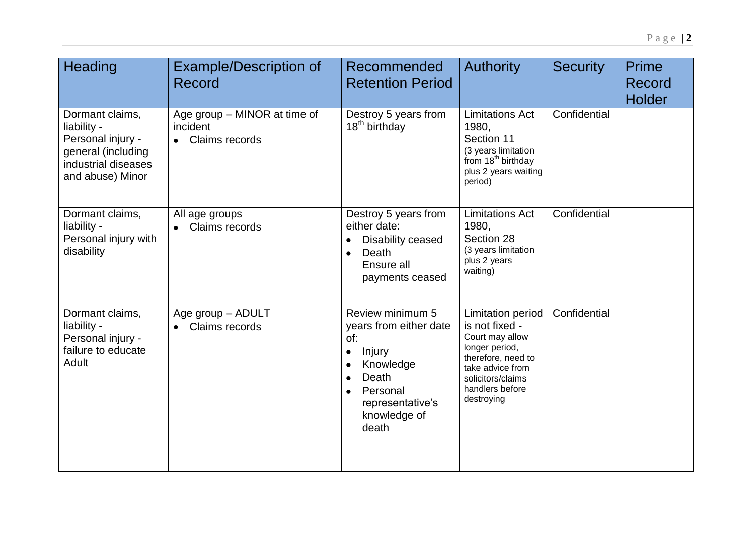| Heading | Example/Description of Record | Recommended Retention Period | Authority | Security | Prime Record Holder |
|---|---|---|---|---|---|
| Dormant claims, liability - Personal injury - general (including industrial diseases and abuse) Minor | Age group – MINOR at time of incident<br>• Claims records | Destroy 5 years from 18th birthday | Limitations Act 1980, Section 11 (3 years limitation from 18th birthday plus 2 years waiting period) | Confidential | |
| Dormant claims, liability - Personal injury with disability | All age groups<br>• Claims records | Destroy 5 years from either date:<br>• Disability ceased<br>• Death<br>Ensure all payments ceased | Limitations Act 1980, Section 28 (3 years limitation plus 2 years waiting) | Confidential | |
| Dormant claims, liability - Personal injury - failure to educate Adult | Age group – ADULT<br>• Claims records | Review minimum 5 years from either date of:<br>• Injury<br>• Knowledge<br>• Death<br>• Personal representative's knowledge of death | Limitation period is not fixed - Court may allow longer period, therefore, need to take advice from solicitors/claims handlers before destroying | Confidential | |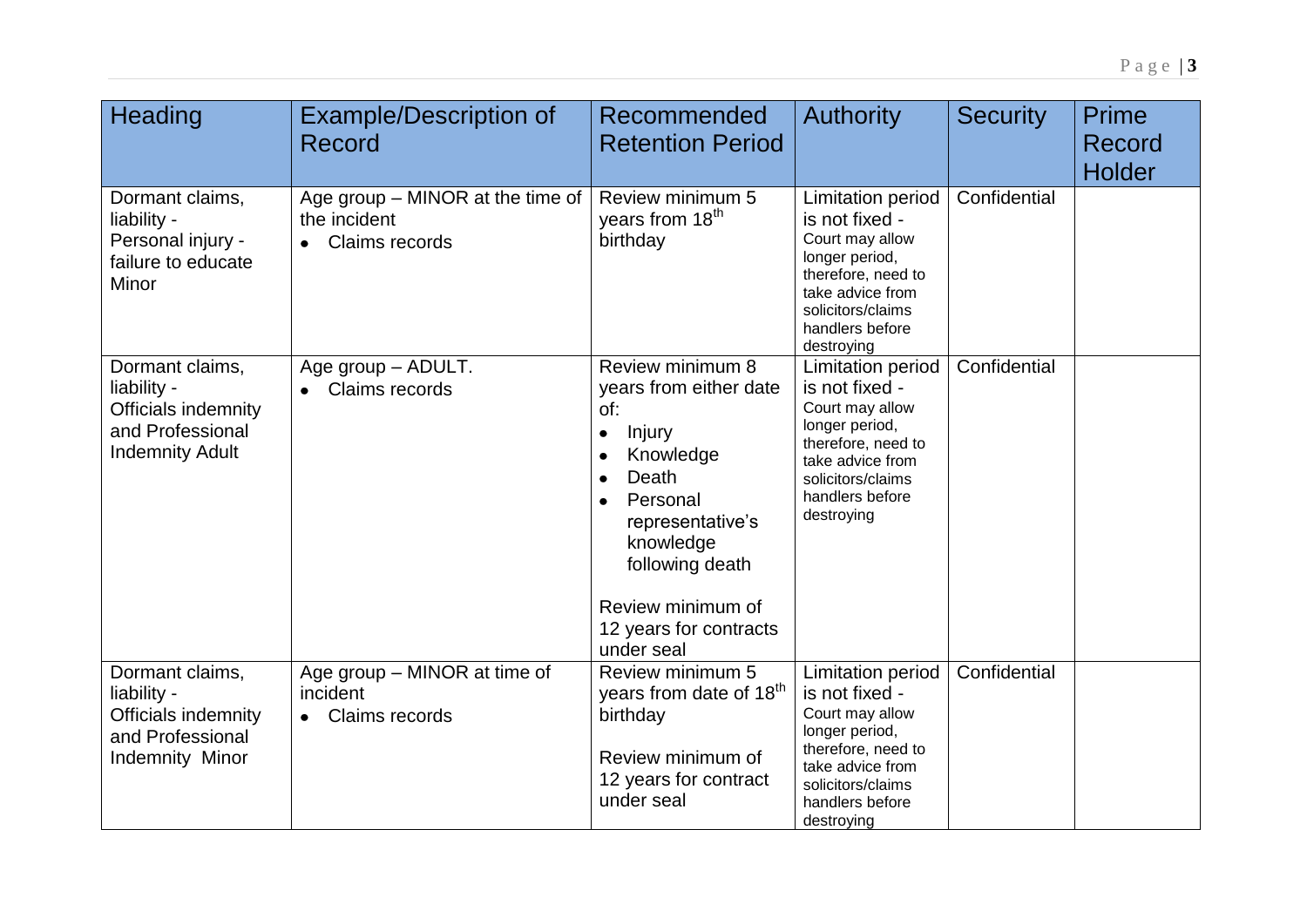| Heading | Example/Description of Record | Recommended Retention Period | Authority | Security | Prime Record Holder |
|---|---|---|---|---|---|
| Dormant claims, liability - Personal injury - failure to educate Minor | Age group – MINOR at the time of the incident<br>• Claims records | Review minimum 5 years from 18th birthday | Limitation period is not fixed - Court may allow longer period, therefore, need to take advice from solicitors/claims handlers before destroying | Confidential | |
| Dormant claims, liability - Officials indemnity and Professional Indemnity Adult | Age group – ADULT.<br>• Claims records | Review minimum 8 years from either date of:<br>• Injury<br>• Knowledge<br>• Death<br>• Personal representative's knowledge following death<br><br>Review minimum of 12 years for contracts under seal | Limitation period is not fixed - Court may allow longer period, therefore, need to take advice from solicitors/claims handlers before destroying | Confidential | |
| Dormant claims, liability - Officials indemnity and Professional Indemnity Minor | Age group – MINOR at time of incident<br>• Claims records | Review minimum 5 years from date of 18th birthday<br><br>Review minimum of 12 years for contract under seal | Limitation period is not fixed - Court may allow longer period, therefore, need to take advice from solicitors/claims handlers before destroying | Confidential | |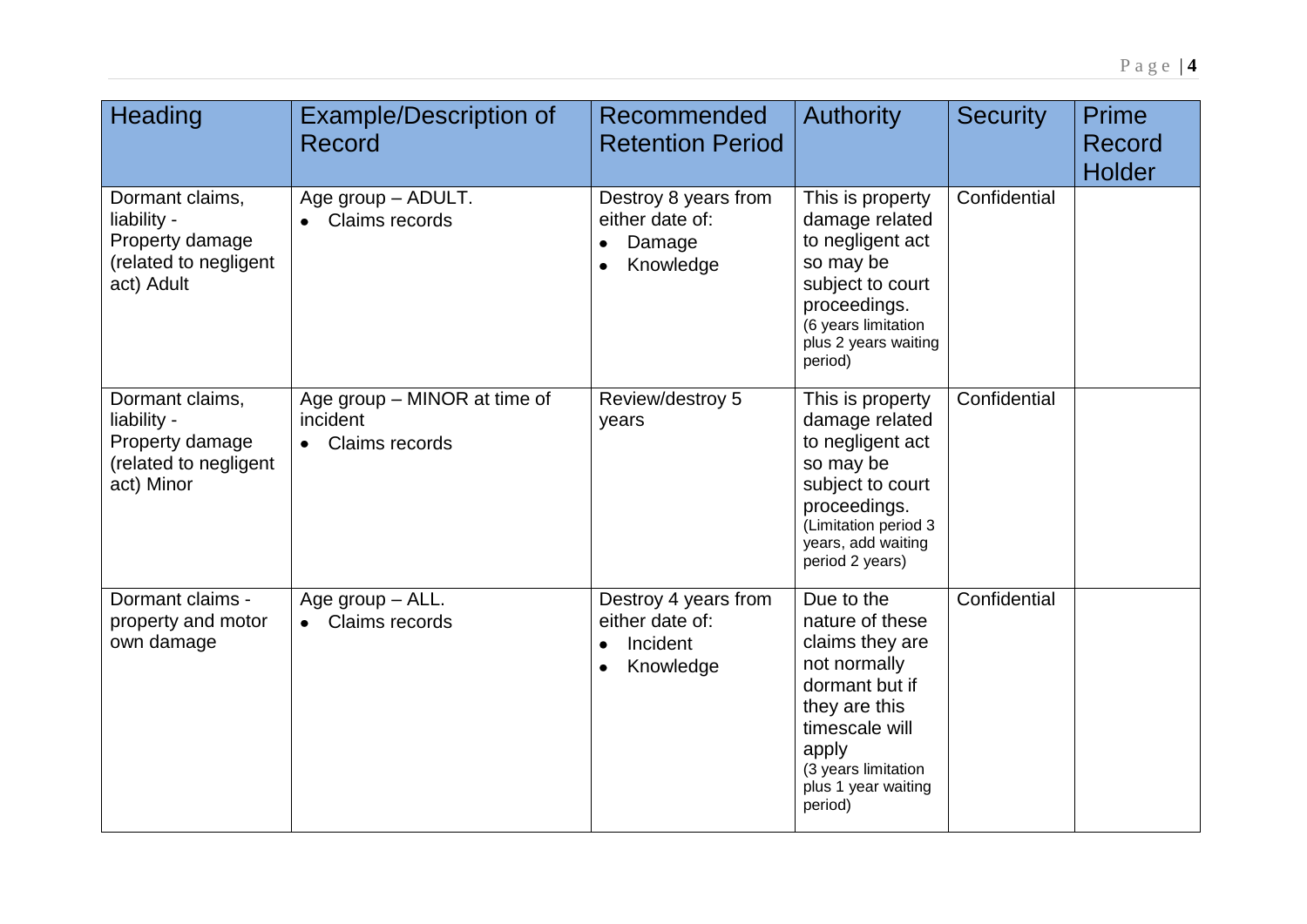| Heading | Example/Description of Record | Recommended Retention Period | Authority | Security | Prime Record Holder |
|---|---|---|---|---|---|
| Dormant claims, liability - Property damage (related to negligent act) Adult | Age group – ADULT.<br>• Claims records | Destroy 8 years from either date of:<br>• Damage<br>• Knowledge | This is property damage related to negligent act so may be subject to court proceedings. (6 years limitation plus 2 years waiting period) | Confidential | |
| Dormant claims, liability - Property damage (related to negligent act) Minor | Age group – MINOR at time of incident<br>• Claims records | Review/destroy 5 years | This is property damage related to negligent act so may be subject to court proceedings. (Limitation period 3 years, add waiting period 2 years) | Confidential | |
| Dormant claims - property and motor own damage | Age group – ALL.<br>• Claims records | Destroy 4 years from either date of:<br>• Incident<br>• Knowledge | Due to the nature of these claims they are not normally dormant but if they are this timescale will apply (3 years limitation plus 1 year waiting period) | Confidential | |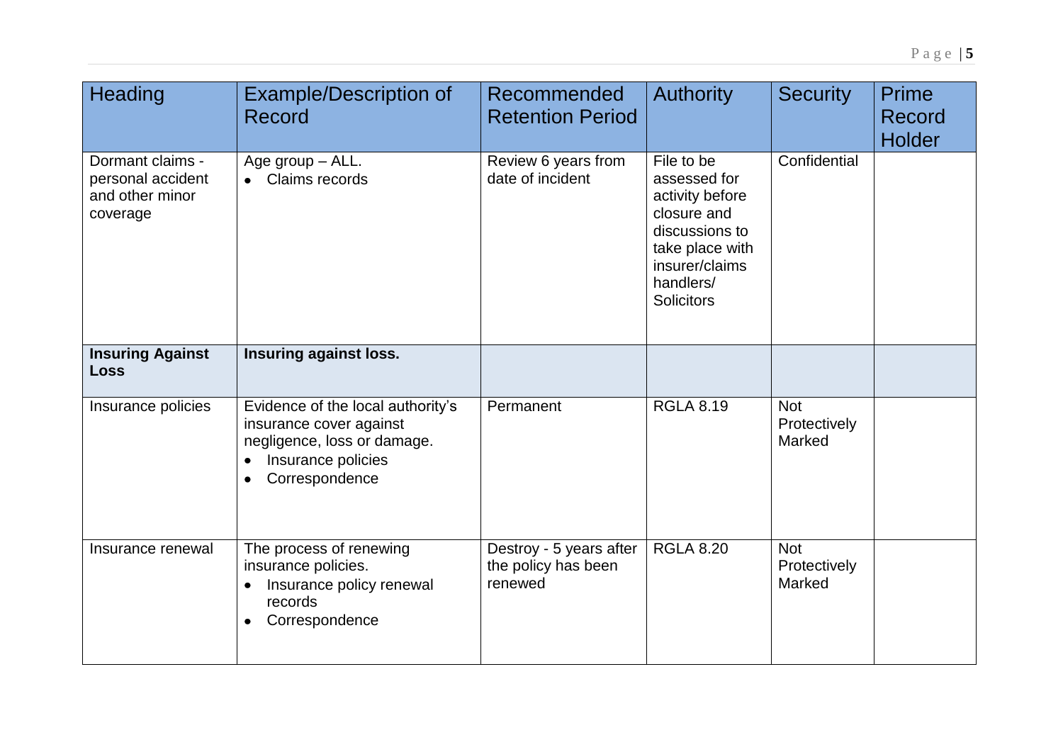| Heading | Example/Description of Record | Recommended Retention Period | Authority | Security | Prime Record Holder |
|---|---|---|---|---|---|
| Dormant claims - personal accident and other minor coverage | Age group – ALL.<br>• Claims records | Review 6 years from date of incident | File to be assessed for activity before closure and discussions to take place with insurer/claims handlers/ Solicitors | Confidential | |
| **Insuring Against Loss** | **Insuring against loss.** | | | | |
| Insurance policies | Evidence of the local authority's insurance cover against negligence, loss or damage.<br>• Insurance policies<br>• Correspondence | Permanent | RGLA 8.19 | Not Protectively Marked | |
| Insurance renewal | The process of renewing insurance policies.<br>• Insurance policy renewal records<br>• Correspondence | Destroy - 5 years after the policy has been renewed | RGLA 8.20 | Not Protectively Marked | |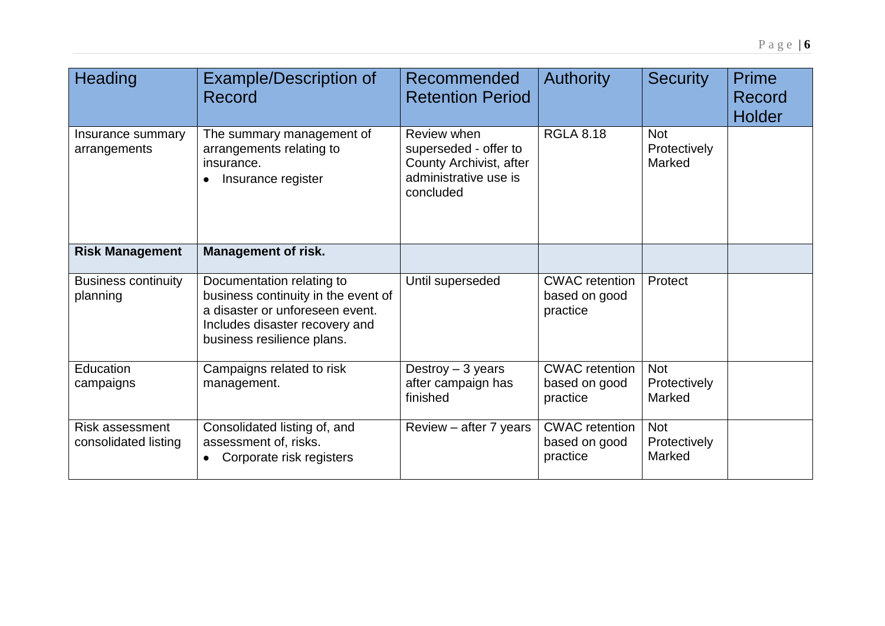| Heading | Example/Description of Record | Recommended Retention Period | Authority | Security | Prime Record Holder |
|---|---|---|---|---|---|
| Insurance summary arrangements | The summary management of arrangements relating to insurance.<br>• Insurance register | Review when superseded - offer to County Archivist, after administrative use is concluded | RGLA 8.18 | Not Protectively Marked | |
| **Risk Management** | **Management of risk.** | | | | |
| Business continuity planning | Documentation relating to business continuity in the event of a disaster or unforeseen event. Includes disaster recovery and business resilience plans. | Until superseded | CWAC retention based on good practice | Protect | |
| Education campaigns | Campaigns related to risk management. | Destroy – 3 years after campaign has finished | CWAC retention based on good practice | Not Protectively Marked | |
| Risk assessment consolidated listing | Consolidated listing of, and assessment of, risks.<br>• Corporate risk registers | Review – after 7 years | CWAC retention based on good practice | Not Protectively Marked | |